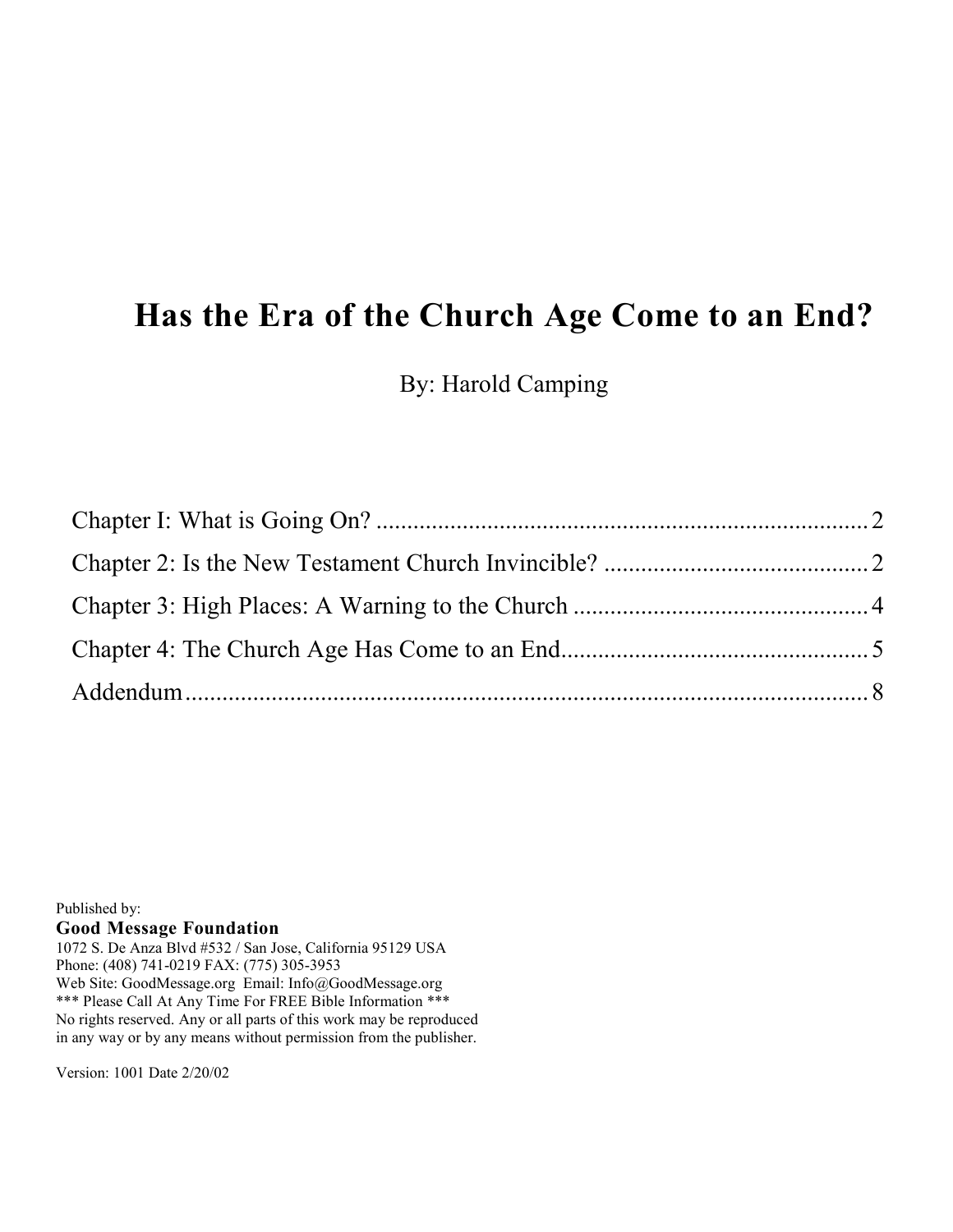# Has the Era of the Church Age Come to an End?

By: Harold Camping

Chapter I: What is Going On? .......... 2
Chapter 2: Is the New Testament Church Invincible? .......... 2
Chapter 3: High Places: A Warning to the Church .......... 4
Chapter 4: The Church Age Has Come to an End .......... 5
Addendum .......... 8

Published by:
**Good Message Foundation**
1072 S. De Anza Blvd #532 / San Jose, California 95129 USA
Phone: (408) 741-0219 FAX: (775) 305-3953
Web Site: GoodMessage.org Email: Info@GoodMessage.org
*** Please Call At Any Time For FREE Bible Information ***
No rights reserved. Any or all parts of this work may be reproduced in any way or by any means without permission from the publisher.

Version: 1001 Date 2/20/02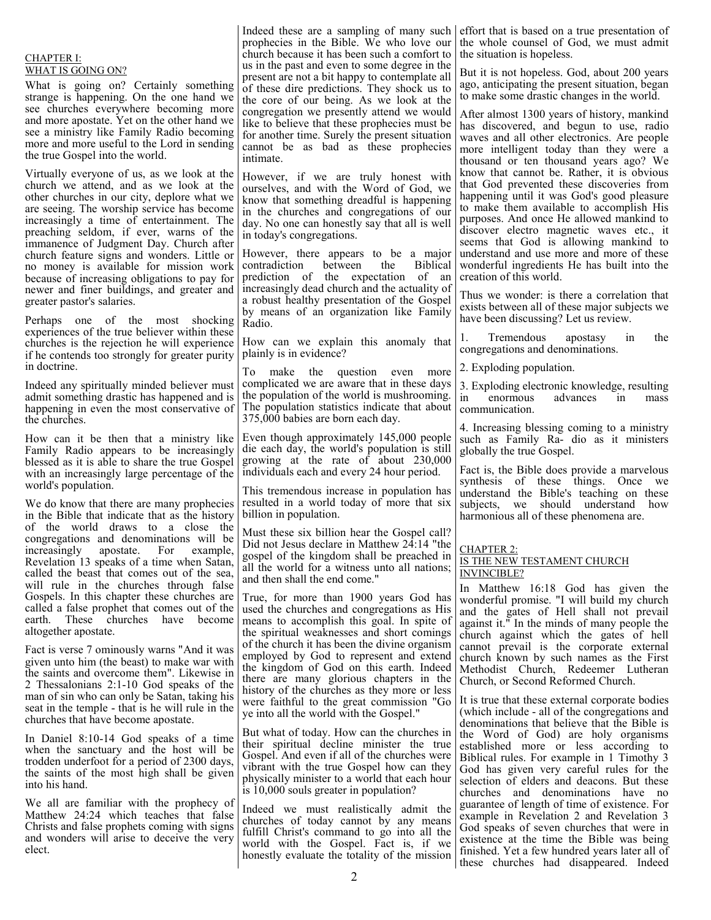## CHAPTER I: WHAT IS GOING ON?

What is going on? Certainly something strange is happening. On the one hand we see churches everywhere becoming more and more apostate. Yet on the other hand we see a ministry like Family Radio becoming more and more useful to the Lord in sending the true Gospel into the world.

Virtually everyone of us, as we look at the church we attend, and as we look at the other churches in our city, deplore what we are seeing. The worship service has become increasingly a time of entertainment. The preaching seldom, if ever, warns of the immanence of Judgment Day. Church after church feature signs and wonders. Little or no money is available for mission work because of increasing obligations to pay for newer and finer buildings, and greater and greater pastor's salaries.

Perhaps one of the most shocking experiences of the true believer within these churches is the rejection he will experience if he contends too strongly for greater purity in doctrine.

Indeed any spiritually minded believer must admit something drastic has happened and is happening in even the most conservative of the churches.

How can it be then that a ministry like Family Radio appears to be increasingly blessed as it is able to share the true Gospel with an increasingly large percentage of the world's population.

We do know that there are many prophecies in the Bible that indicate that as the history of the world draws to a close the congregations and denominations will be increasingly apostate. For example, Revelation 13 speaks of a time when Satan, called the beast that comes out of the sea, will rule in the churches through false Gospels. In this chapter these churches are called a false prophet that comes out of the earth. These churches have become altogether apostate.

Fact is verse 7 ominously warns "And it was given unto him (the beast) to make war with the saints and overcome them". Likewise in 2 Thessalonians 2:1-10 God speaks of the man of sin who can only be Satan, taking his seat in the temple - that is he will rule in the churches that have become apostate.

In Daniel 8:10-14 God speaks of a time when the sanctuary and the host will be trodden underfoot for a period of 2300 days, the saints of the most high shall be given into his hand.

We all are familiar with the prophecy of Matthew 24:24 which teaches that false Christs and false prophets coming with signs and wonders will arise to deceive the very elect.

Indeed these are a sampling of many such prophecies in the Bible. We who love our church because it has been such a comfort to us in the past and even to some degree in the present are not a bit happy to contemplate all of these dire predictions. They shock us to the core of our being. As we look at the congregation we presently attend we would like to believe that these prophecies must be for another time. Surely the present situation cannot be as bad as these prophecies intimate.

However, if we are truly honest with ourselves, and with the Word of God, we know that something dreadful is happening in the churches and congregations of our day. No one can honestly say that all is well in today's congregations.

However, there appears to be a major contradiction between the Biblical prediction of the expectation of an increasingly dead church and the actuality of a robust healthy presentation of the Gospel by means of an organization like Family Radio.

How can we explain this anomaly that plainly is in evidence?

To make the question even more complicated we are aware that in these days the population of the world is mushrooming. The population statistics indicate that about 375,000 babies are born each day.

Even though approximately 145,000 people die each day, the world's population is still growing at the rate of about 230,000 individuals each and every 24 hour period.

This tremendous increase in population has resulted in a world today of more that six billion in population.

Must these six billion hear the Gospel call? Did not Jesus declare in Matthew 24:14 "the gospel of the kingdom shall be preached in all the world for a witness unto all nations; and then shall the end come."

True, for more than 1900 years God has used the churches and congregations as His means to accomplish this goal. In spite of the spiritual weaknesses and short comings of the church it has been the divine organism employed by God to represent and extend the kingdom of God on this earth. Indeed there are many glorious chapters in the history of the churches as they more or less were faithful to the great commission "Go ye into all the world with the Gospel."

But what of today. How can the churches in their spiritual decline minister the true Gospel. And even if all of the churches were vibrant with the true Gospel how can they physically minister to a world that each hour is 10,000 souls greater in population?

Indeed we must realistically admit the churches of today cannot by any means fulfill Christ's command to go into all the world with the Gospel. Fact is, if we honestly evaluate the totality of the mission effort that is based on a true presentation of the whole counsel of God, we must admit the situation is hopeless.

But it is not hopeless. God, about 200 years ago, anticipating the present situation, began to make some drastic changes in the world.

After almost 1300 years of history, mankind has discovered, and begun to use, radio waves and all other electronics. Are people more intelligent today than they were a thousand or ten thousand years ago? We know that cannot be. Rather, it is obvious that God prevented these discoveries from happening until it was God's good pleasure to make them available to accomplish His purposes. And once He allowed mankind to discover electro magnetic waves etc., it seems that God is allowing mankind to understand and use more and more of these wonderful ingredients He has built into the creation of this world.

Thus we wonder: is there a correlation that exists between all of these major subjects we have been discussing? Let us review.

1. Tremendous apostasy in the congregations and denominations.

2. Exploding population.

3. Exploding electronic knowledge, resulting in enormous advances in mass communication.

4. Increasing blessing coming to a ministry such as Family Ra- dio as it ministers globally the true Gospel.

Fact is, the Bible does provide a marvelous synthesis of these things. Once we understand the Bible's teaching on these subjects, we should understand how harmonious all of these phenomena are.

## CHAPTER 2: IS THE NEW TESTAMENT CHURCH INVINCIBLE?

In Matthew 16:18 God has given the wonderful promise. "I will build my church and the gates of Hell shall not prevail against it." In the minds of many people the church against which the gates of hell cannot prevail is the corporate external church known by such names as the First Methodist Church, Redeemer Lutheran Church, or Second Reformed Church.

It is true that these external corporate bodies (which include - all of the congregations and denominations that believe that the Bible is the Word of God) are holy organisms established more or less according to Biblical rules. For example in 1 Timothy 3 God has given very careful rules for the selection of elders and deacons. But these churches and denominations have no guarantee of length of time of existence. For example in Revelation 2 and Revelation 3 God speaks of seven churches that were in existence at the time the Bible was being finished. Yet a few hundred years later all of these churches had disappeared. Indeed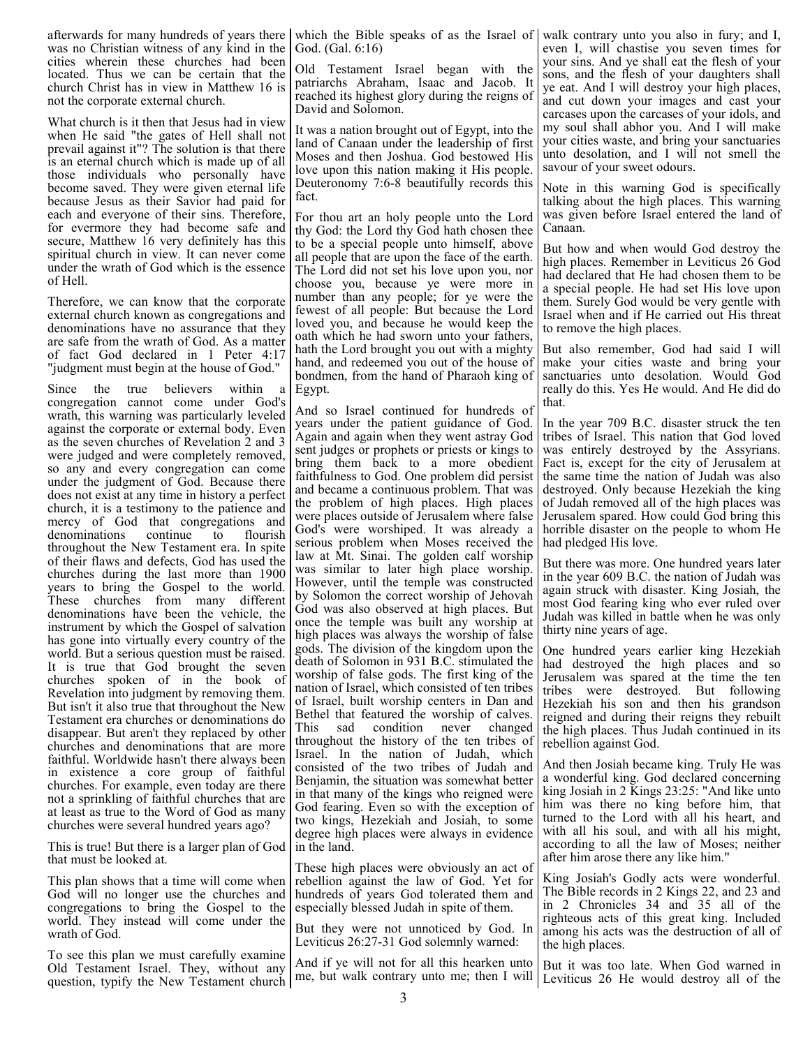afterwards for many hundreds of years there was no Christian witness of any kind in the cities wherein these churches had been located. Thus we can be certain that the church Christ has in view in Matthew 16 is not the corporate external church.

What church is it then that Jesus had in view when He said "the gates of Hell shall not prevail against it"? The solution is that there is an eternal church which is made up of all those individuals who personally have become saved. They were given eternal life because Jesus as their Savior had paid for each and everyone of their sins. Therefore, for evermore they had become safe and secure, Matthew 16 very definitely has this spiritual church in view. It can never come under the wrath of God which is the essence of Hell.

Therefore, we can know that the corporate external church known as congregations and denominations have no assurance that they are safe from the wrath of God. As a matter of fact God declared in 1 Peter 4:17 "judgment must begin at the house of God."

Since the true believers within a congregation cannot come under God's wrath, this warning was particularly leveled against the corporate or external body. Even as the seven churches of Revelation 2 and 3 were judged and were completely removed, so any and every congregation can come under the judgment of God. Because there does not exist at any time in history a perfect church, it is a testimony to the patience and mercy of God that congregations and denominations continue to flourish throughout the New Testament era. In spite of their flaws and defects, God has used the churches during the last more than 1900 years to bring the Gospel to the world. These churches from many different denominations have been the vehicle, the instrument by which the Gospel of salvation has gone into virtually every country of the world. But a serious question must be raised. It is true that God brought the seven churches spoken of in the book of Revelation into judgment by removing them. But isn't it also true that throughout the New Testament era churches or denominations do disappear. But aren't they replaced by other churches and denominations that are more faithful. Worldwide hasn't there always been in existence a core group of faithful churches. For example, even today are there not a sprinkling of faithful churches that are at least as true to the Word of God as many churches were several hundred years ago?

This is true! But there is a larger plan of God that must be looked at.

This plan shows that a time will come when God will no longer use the churches and congregations to bring the Gospel to the world. They instead will come under the wrath of God.

To see this plan we must carefully examine Old Testament Israel. They, without any question, typify the New Testament church which the Bible speaks of as the Israel of God. (Gal. 6:16)

Old Testament Israel began with the patriarchs Abraham, Isaac and Jacob. It reached its highest glory during the reigns of David and Solomon.

It was a nation brought out of Egypt, into the land of Canaan under the leadership of first Moses and then Joshua. God bestowed His love upon this nation making it His people. Deuteronomy 7:6-8 beautifully records this fact.

For thou art an holy people unto the Lord thy God: the Lord thy God hath chosen thee to be a special people unto himself, above all people that are upon the face of the earth. The Lord did not set his love upon you, nor choose you, because ye were more in number than any people; for ye were the fewest of all people: But because the Lord loved you, and because he would keep the oath which he had sworn unto your fathers, hath the Lord brought you out with a mighty hand, and redeemed you out of the house of bondmen, from the hand of Pharaoh king of Egypt.

And so Israel continued for hundreds of years under the patient guidance of God. Again and again when they went astray God sent judges or prophets or priests or kings to bring them back to a more obedient faithfulness to God. One problem did persist and became a continuous problem. That was the problem of high places. High places were places outside of Jerusalem where false God's were worshiped. It was already a serious problem when Moses received the law at Mt. Sinai. The golden calf worship was similar to later high place worship. However, until the temple was constructed by Solomon the correct worship of Jehovah God was also observed at high places. But once the temple was built any worship at high places was always the worship of false gods. The division of the kingdom upon the death of Solomon in 931 B.C. stimulated the worship of false gods. The first king of the nation of Israel, which consisted of ten tribes of Israel, built worship centers in Dan and Bethel that featured the worship of calves. This sad condition never changed throughout the history of the ten tribes of Israel. In the nation of Judah, which consisted of the two tribes of Judah and Benjamin, the situation was somewhat better in that many of the kings who reigned were God fearing. Even so with the exception of two kings, Hezekiah and Josiah, to some degree high places were always in evidence in the land.

These high places were obviously an act of rebellion against the law of God. Yet for hundreds of years God tolerated them and especially blessed Judah in spite of them.

But they were not unnoticed by God. In Leviticus 26:27-31 God solemnly warned:

And if ye will not for all this hearken unto me, but walk contrary unto me; then I will walk contrary unto you also in fury; and I, even I, will chastise you seven times for your sins. And ye shall eat the flesh of your sons, and the flesh of your daughters shall ye eat. And I will destroy your high places, and cut down your images and cast your carcases upon the carcases of your idols, and my soul shall abhor you. And I will make your cities waste, and bring your sanctuaries unto desolation, and I will not smell the savour of your sweet odours.

Note in this warning God is specifically talking about the high places. This warning was given before Israel entered the land of Canaan.

But how and when would God destroy the high places. Remember in Leviticus 26 God had declared that He had chosen them to be a special people. He had set His love upon them. Surely God would be very gentle with Israel when and if He carried out His threat to remove the high places.

But also remember, God had said I will make your cities waste and bring your sanctuaries unto desolation. Would God really do this. Yes He would. And He did do that.

In the year 709 B.C. disaster struck the ten tribes of Israel. This nation that God loved was entirely destroyed by the Assyrians. Fact is, except for the city of Jerusalem at the same time the nation of Judah was also destroyed. Only because Hezekiah the king of Judah removed all of the high places was Jerusalem spared. How could God bring this horrible disaster on the people to whom He had pledged His love.

But there was more. One hundred years later in the year 609 B.C. the nation of Judah was again struck with disaster. King Josiah, the most God fearing king who ever ruled over Judah was killed in battle when he was only thirty nine years of age.

One hundred years earlier king Hezekiah had destroyed the high places and so Jerusalem was spared at the time the ten tribes were destroyed. But following Hezekiah his son and then his grandson reigned and during their reigns they rebuilt the high places. Thus Judah continued in its rebellion against God.

And then Josiah became king. Truly He was a wonderful king. God declared concerning king Josiah in 2 Kings 23:25: "And like unto him was there no king before him, that turned to the Lord with all his heart, and with all his soul, and with all his might, according to all the law of Moses; neither after him arose there any like him."

King Josiah's Godly acts were wonderful. The Bible records in 2 Kings 22, and 23 and in 2 Chronicles 34 and 35 all of the righteous acts of this great king. Included among his acts was the destruction of all of the high places.

But it was too late. When God warned in Leviticus 26 He would destroy all of the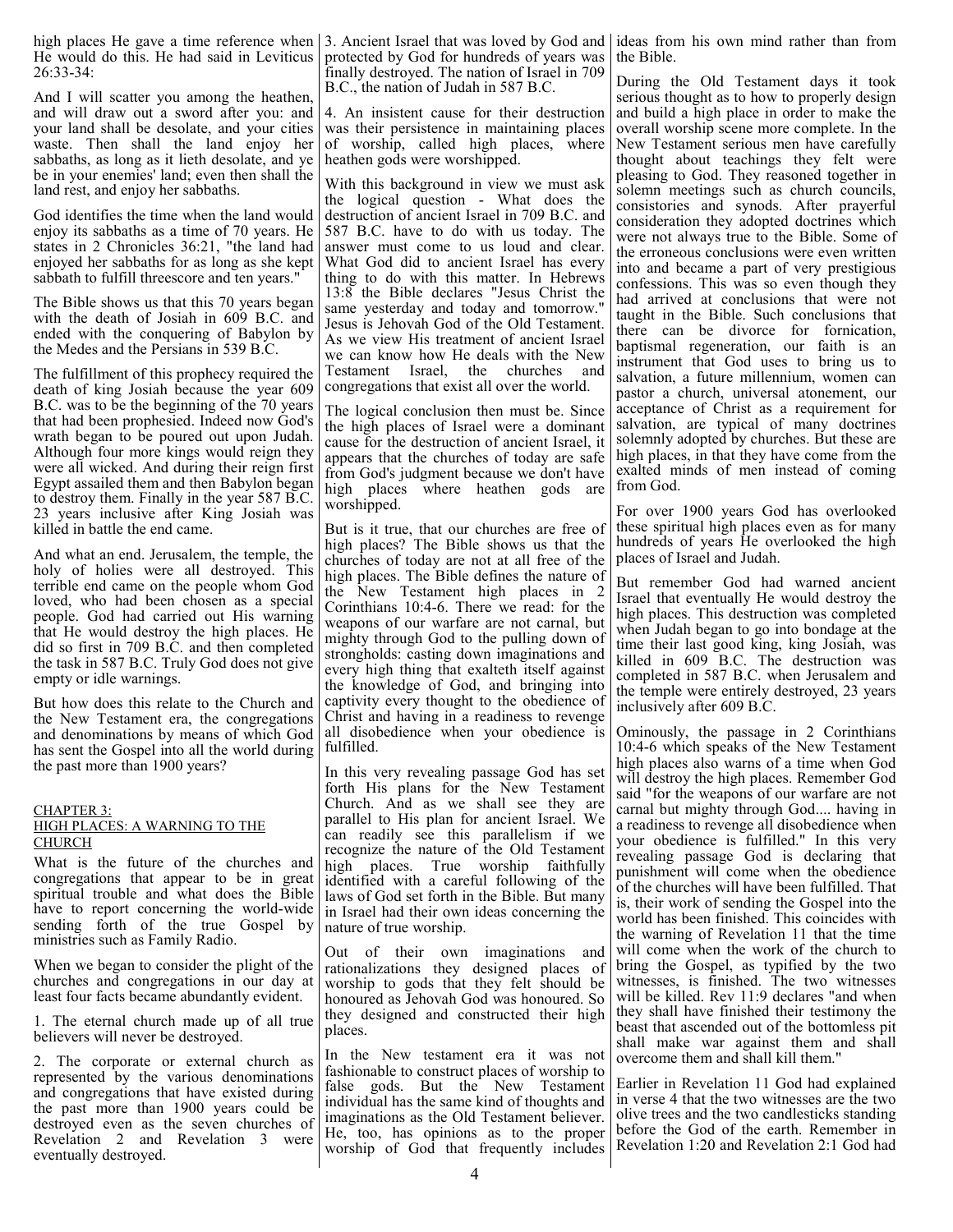high places He gave a time reference when He would do this. He had said in Leviticus 26:33-34:

And I will scatter you among the heathen, and will draw out a sword after you: and your land shall be desolate, and your cities waste. Then shall the land enjoy her sabbaths, as long as it lieth desolate, and ye be in your enemies' land; even then shall the land rest, and enjoy her sabbaths.

God identifies the time when the land would enjoy its sabbaths as a time of 70 years. He states in 2 Chronicles 36:21, "the land had enjoyed her sabbaths for as long as she kept sabbath to fulfill threescore and ten years."

The Bible shows us that this 70 years began with the death of Josiah in 609 B.C. and ended with the conquering of Babylon by the Medes and the Persians in 539 B.C.

The fulfillment of this prophecy required the death of king Josiah because the year 609 B.C. was to be the beginning of the 70 years that had been prophesied. Indeed now God's wrath began to be poured out upon Judah. Although four more kings would reign they were all wicked. And during their reign first Egypt assailed them and then Babylon began to destroy them. Finally in the year 587 B.C. 23 years inclusive after King Josiah was killed in battle the end came.

And what an end. Jerusalem, the temple, the holy of holies were all destroyed. This terrible end came on the people whom God loved, who had been chosen as a special people. God had carried out His warning that He would destroy the high places. He did so first in 709 B.C. and then completed the task in 587 B.C. Truly God does not give empty or idle warnings.

But how does this relate to the Church and the New Testament era, the congregations and denominations by means of which God has sent the Gospel into all the world during the past more than 1900 years?

## CHAPTER 3: HIGH PLACES: A WARNING TO THE CHURCH

What is the future of the churches and congregations that appear to be in great spiritual trouble and what does the Bible have to report concerning the world-wide sending forth of the true Gospel by ministries such as Family Radio.

When we began to consider the plight of the churches and congregations in our day at least four facts became abundantly evident.

1. The eternal church made up of all true believers will never be destroyed.

2. The corporate or external church as represented by the various denominations and congregations that have existed during the past more than 1900 years could be destroyed even as the seven churches of Revelation 2 and Revelation 3 were eventually destroyed.

3. Ancient Israel that was loved by God and protected by God for hundreds of years was finally destroyed. The nation of Israel in 709 B.C., the nation of Judah in 587 B.C.

4. An insistent cause for their destruction was their persistence in maintaining places of worship, called high places, where heathen gods were worshipped.

With this background in view we must ask the logical question - What does the destruction of ancient Israel in 709 B.C. and 587 B.C. have to do with us today. The answer must come to us loud and clear. What God did to ancient Israel has every thing to do with this matter. In Hebrews 13:8 the Bible declares "Jesus Christ the same yesterday and today and tomorrow." Jesus is Jehovah God of the Old Testament. As we view His treatment of ancient Israel we can know how He deals with the New Testament Israel, the churches and congregations that exist all over the world.

The logical conclusion then must be. Since the high places of Israel were a dominant cause for the destruction of ancient Israel, it appears that the churches of today are safe from God's judgment because we don't have high places where heathen gods are worshipped.

But is it true, that our churches are free of high places? The Bible shows us that the churches of today are not at all free of the high places. The Bible defines the nature of the New Testament high places in 2 Corinthians 10:4-6. There we read: for the weapons of our warfare are not carnal, but mighty through God to the pulling down of strongholds: casting down imaginations and every high thing that exalteth itself against the knowledge of God, and bringing into captivity every thought to the obedience of Christ and having in a readiness to revenge all disobedience when your obedience is fulfilled.

In this very revealing passage God has set forth His plans for the New Testament Church. And as we shall see they are parallel to His plan for ancient Israel. We can readily see this parallelism if we recognize the nature of the Old Testament high places. True worship faithfully identified with a careful following of the laws of God set forth in the Bible. But many in Israel had their own ideas concerning the nature of true worship.

Out of their own imaginations and rationalizations they designed places of worship to gods that they felt should be honoured as Jehovah God was honoured. So they designed and constructed their high places.

In the New testament era it was not fashionable to construct places of worship to false gods. But the New Testament individual has the same kind of thoughts and imaginations as the Old Testament believer. He, too, has opinions as to the proper worship of God that frequently includes ideas from his own mind rather than from the Bible.

During the Old Testament days it took serious thought as to how to properly design and build a high place in order to make the overall worship scene more complete. In the New Testament serious men have carefully thought about teachings they felt were pleasing to God. They reasoned together in solemn meetings such as church councils, consistories and synods. After prayerful consideration they adopted doctrines which were not always true to the Bible. Some of the erroneous conclusions were even written into and became a part of very prestigious confessions. This was so even though they had arrived at conclusions that were not taught in the Bible. Such conclusions that there can be divorce for fornication, baptismal regeneration, our faith is an instrument that God uses to bring us to salvation, a future millennium, women can pastor a church, universal atonement, our acceptance of Christ as a requirement for salvation, are typical of many doctrines solemnly adopted by churches. But these are high places, in that they have come from the exalted minds of men instead of coming from God.

For over 1900 years God has overlooked these spiritual high places even as for many hundreds of years He overlooked the high places of Israel and Judah.

But remember God had warned ancient Israel that eventually He would destroy the high places. This destruction was completed when Judah began to go into bondage at the time their last good king, king Josiah, was killed in 609 B.C. The destruction was completed in 587 B.C. when Jerusalem and the temple were entirely destroyed, 23 years inclusively after 609 B.C.

Ominously, the passage in 2 Corinthians 10:4-6 which speaks of the New Testament high places also warns of a time when God will destroy the high places. Remember God said "for the weapons of our warfare are not carnal but mighty through God.... having in a readiness to revenge all disobedience when your obedience is fulfilled." In this very revealing passage God is declaring that punishment will come when the obedience of the churches will have been fulfilled. That is, their work of sending the Gospel into the world has been finished. This coincides with the warning of Revelation 11 that the time will come when the work of the church to bring the Gospel, as typified by the two witnesses, is finished. The two witnesses will be killed. Rev 11:9 declares "and when they shall have finished their testimony the beast that ascended out of the bottomless pit shall make war against them and shall overcome them and shall kill them."

Earlier in Revelation 11 God had explained in verse 4 that the two witnesses are the two olive trees and the two candlesticks standing before the God of the earth. Remember in Revelation 1:20 and Revelation 2:1 God had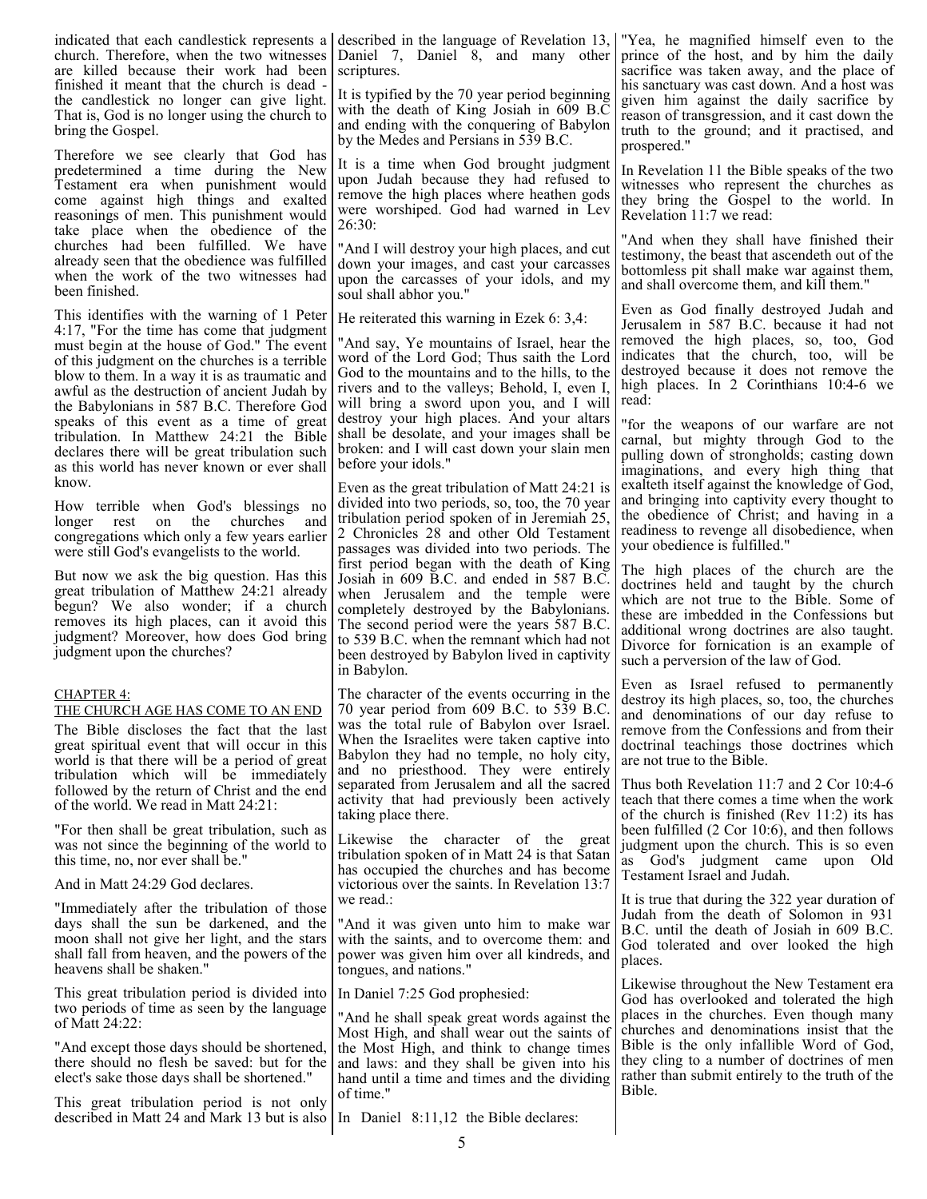indicated that each candlestick represents a church. Therefore, when the two witnesses are killed because their work had been finished it meant that the church is dead - the candlestick no longer can give light. That is, God is no longer using the church to bring the Gospel.

Therefore we see clearly that God has predetermined a time during the New Testament era when punishment would come against high things and exalted reasonings of men. This punishment would take place when the obedience of the churches had been fulfilled. We have already seen that the obedience was fulfilled when the work of the two witnesses had been finished.

This identifies with the warning of 1 Peter 4:17, "For the time has come that judgment must begin at the house of God." The event of this judgment on the churches is a terrible blow to them. In a way it is as traumatic and awful as the destruction of ancient Judah by the Babylonians in 587 B.C. Therefore God speaks of this event as a time of great tribulation. In Matthew 24:21 the Bible declares there will be great tribulation such as this world has never known or ever shall know.

How terrible when God's blessings no longer rest on the churches and congregations which only a few years earlier were still God's evangelists to the world.

But now we ask the big question. Has this great tribulation of Matthew 24:21 already begun? We also wonder; if a church removes its high places, can it avoid this judgment? Moreover, how does God bring judgment upon the churches?

## CHAPTER 4: THE CHURCH AGE HAS COME TO AN END

The Bible discloses the fact that the last great spiritual event that will occur in this world is that there will be a period of great tribulation which will be immediately followed by the return of Christ and the end of the world. We read in Matt 24:21:

"For then shall be great tribulation, such as was not since the beginning of the world to this time, no, nor ever shall be."

And in Matt 24:29 God declares.

"Immediately after the tribulation of those days shall the sun be darkened, and the moon shall not give her light, and the stars shall fall from heaven, and the powers of the heavens shall be shaken."

This great tribulation period is divided into two periods of time as seen by the language of Matt 24:22:

"And except those days should be shortened, there should no flesh be saved: but for the elect's sake those days shall be shortened."

This great tribulation period is not only described in Matt 24 and Mark 13 but is also described in the language of Revelation 13, Daniel 7, Daniel 8, and many other scriptures.

It is typified by the 70 year period beginning with the death of King Josiah in 609 B.C and ending with the conquering of Babylon by the Medes and Persians in 539 B.C.

It is a time when God brought judgment upon Judah because they had refused to remove the high places where heathen gods were worshiped. God had warned in Lev 26:30:

"And I will destroy your high places, and cut down your images, and cast your carcasses upon the carcasses of your idols, and my soul shall abhor you."

He reiterated this warning in Ezek 6: 3,4:

"And say, Ye mountains of Israel, hear the word of the Lord God; Thus saith the Lord God to the mountains and to the hills, to the rivers and to the valleys; Behold, I, even I, will bring a sword upon you, and I will destroy your high places. And your altars shall be desolate, and your images shall be broken: and I will cast down your slain men before your idols."

Even as the great tribulation of Matt 24:21 is divided into two periods, so, too, the 70 year tribulation period spoken of in Jeremiah 25, 2 Chronicles 28 and other Old Testament passages was divided into two periods. The first period began with the death of King Josiah in 609 B.C. and ended in 587 B.C. when Jerusalem and the temple were completely destroyed by the Babylonians. The second period were the years 587 B.C. to 539 B.C. when the remnant which had not been destroyed by Babylon lived in captivity in Babylon.

The character of the events occurring in the 70 year period from 609 B.C. to 539 B.C. was the total rule of Babylon over Israel. When the Israelites were taken captive into Babylon they had no temple, no holy city, and no priesthood. They were entirely separated from Jerusalem and all the sacred activity that had previously been actively taking place there.

Likewise the character of the great tribulation spoken of in Matt 24 is that Satan has occupied the churches and has become victorious over the saints. In Revelation 13:7 we read.:

"And it was given unto him to make war with the saints, and to overcome them: and power was given him over all kindreds, and tongues, and nations."

In Daniel 7:25 God prophesied:

"And he shall speak great words against the Most High, and shall wear out the saints of the Most High, and think to change times and laws: and they shall be given into his hand until a time and times and the dividing of time."

In Daniel 8:11,12 the Bible declares:

"Yea, he magnified himself even to the prince of the host, and by him the daily sacrifice was taken away, and the place of his sanctuary was cast down. And a host was given him against the daily sacrifice by reason of transgression, and it cast down the truth to the ground; and it practised, and prospered."

In Revelation 11 the Bible speaks of the two witnesses who represent the churches as they bring the Gospel to the world. In Revelation 11:7 we read:

"And when they shall have finished their testimony, the beast that ascendeth out of the bottomless pit shall make war against them, and shall overcome them, and kill them."

Even as God finally destroyed Judah and Jerusalem in 587 B.C. because it had not removed the high places, so, too, God indicates that the church, too, will be destroyed because it does not remove the high places. In 2 Corinthians 10:4-6 we read:

"for the weapons of our warfare are not carnal, but mighty through God to the pulling down of strongholds; casting down imaginations, and every high thing that exalteth itself against the knowledge of God, and bringing into captivity every thought to the obedience of Christ; and having in a readiness to revenge all disobedience, when your obedience is fulfilled."

The high places of the church are the doctrines held and taught by the church which are not true to the Bible. Some of these are imbedded in the Confessions but additional wrong doctrines are also taught. Divorce for fornication is an example of such a perversion of the law of God.

Even as Israel refused to permanently destroy its high places, so, too, the churches and denominations of our day refuse to remove from the Confessions and from their doctrinal teachings those doctrines which are not true to the Bible.

Thus both Revelation 11:7 and 2 Cor 10:4-6 teach that there comes a time when the work of the church is finished (Rev 11:2) its has been fulfilled (2 Cor 10:6), and then follows judgment upon the church. This is so even as God's judgment came upon Old Testament Israel and Judah.

It is true that during the 322 year duration of Judah from the death of Solomon in 931 B.C. until the death of Josiah in 609 B.C. God tolerated and over looked the high places.

Likewise throughout the New Testament era God has overlooked and tolerated the high places in the churches. Even though many churches and denominations insist that the Bible is the only infallible Word of God, they cling to a number of doctrines of men rather than submit entirely to the truth of the Bible.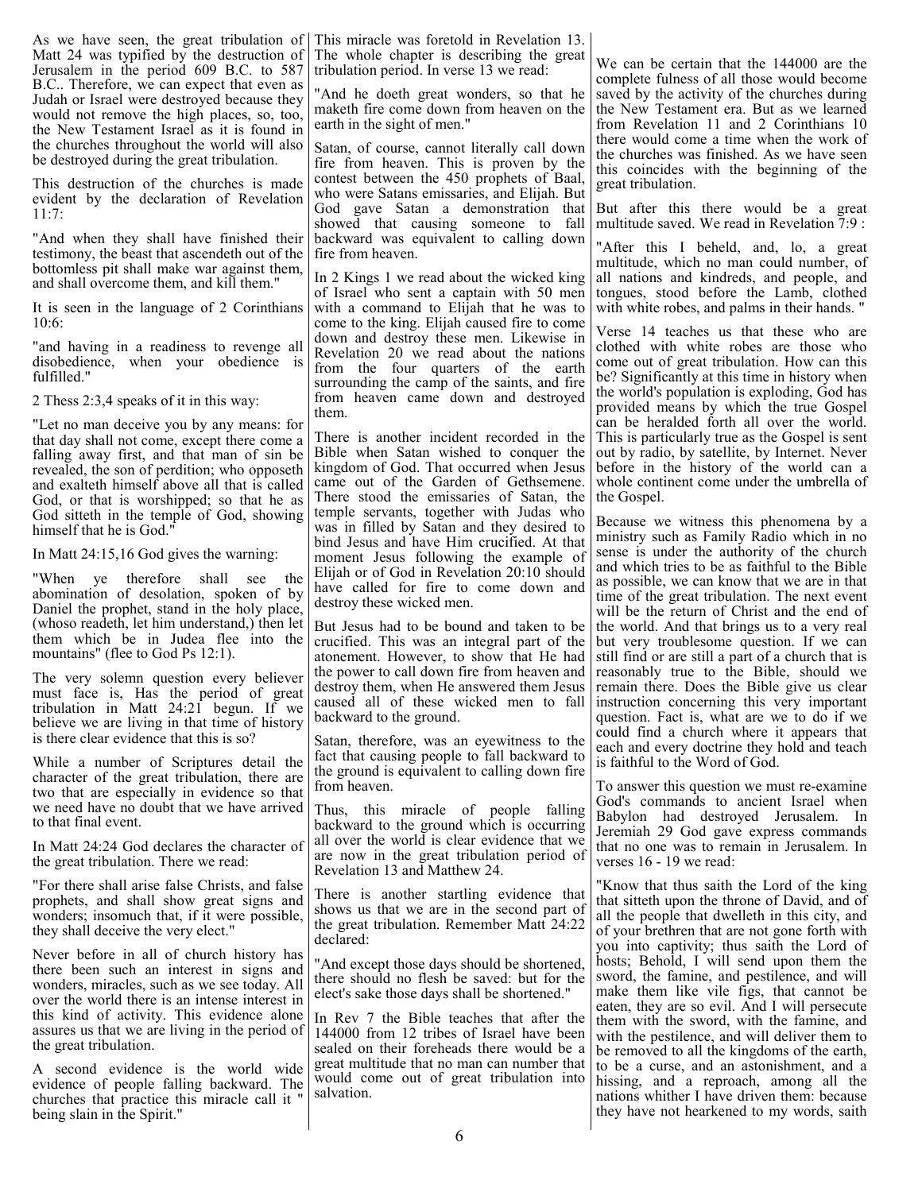As we have seen, the great tribulation of Matt 24 was typified by the destruction of Jerusalem in the period 609 B.C. to 587 B.C.. Therefore, we can expect that even as Judah or Israel were destroyed because they would not remove the high places, so, too, the New Testament Israel as it is found in the churches throughout the world will also be destroyed during the great tribulation.

This destruction of the churches is made evident by the declaration of Revelation 11:7:

"And when they shall have finished their testimony, the beast that ascendeth out of the bottomless pit shall make war against them, and shall overcome them, and kill them."

It is seen in the language of 2 Corinthians 10:6:

"and having in a readiness to revenge all disobedience, when your obedience is fulfilled."

2 Thess 2:3,4 speaks of it in this way:

"Let no man deceive you by any means: for that day shall not come, except there come a falling away first, and that man of sin be revealed, the son of perdition; who opposeth and exalteth himself above all that is called God, or that is worshipped; so that he as God sitteth in the temple of God, showing himself that he is God."

In Matt 24:15,16 God gives the warning:

"When ye therefore shall see the abomination of desolation, spoken of by Daniel the prophet, stand in the holy place, (whoso readeth, let him understand,) then let them which be in Judea flee into the mountains" (flee to God Ps 12:1).

The very solemn question every believer must face is, Has the period of great tribulation in Matt 24:21 begun. If we believe we are living in that time of history is there clear evidence that this is so?

While a number of Scriptures detail the character of the great tribulation, there are two that are especially in evidence so that we need have no doubt that we have arrived to that final event.

In Matt 24:24 God declares the character of the great tribulation. There we read:

"For there shall arise false Christs, and false prophets, and shall show great signs and wonders; insomuch that, if it were possible, they shall deceive the very elect."

Never before in all of church history has there been such an interest in signs and wonders, miracles, such as we see today. All over the world there is an intense interest in this kind of activity. This evidence alone assures us that we are living in the period of the great tribulation.

A second evidence is the world wide evidence of people falling backward. The churches that practice this miracle call it " being slain in the Spirit."

This miracle was foretold in Revelation 13. The whole chapter is describing the great tribulation period. In verse 13 we read:

"And he doeth great wonders, so that he maketh fire come down from heaven on the earth in the sight of men."

Satan, of course, cannot literally call down fire from heaven. This is proven by the contest between the 450 prophets of Baal, who were Satans emissaries, and Elijah. But God gave Satan a demonstration that showed that causing someone to fall backward was equivalent to calling down fire from heaven.

In 2 Kings 1 we read about the wicked king of Israel who sent a captain with 50 men with a command to Elijah that he was to come to the king. Elijah caused fire to come down and destroy these men. Likewise in Revelation 20 we read about the nations from the four quarters of the earth surrounding the camp of the saints, and fire from heaven came down and destroyed them.

There is another incident recorded in the Bible when Satan wished to conquer the kingdom of God. That occurred when Jesus came out of the Garden of Gethsemene. There stood the emissaries of Satan, the temple servants, together with Judas who was in filled by Satan and they desired to bind Jesus and have Him crucified. At that moment Jesus following the example of Elijah or of God in Revelation 20:10 should have called for fire to come down and destroy these wicked men.

But Jesus had to be bound and taken to be crucified. This was an integral part of the atonement. However, to show that He had the power to call down fire from heaven and destroy them, when He answered them Jesus caused all of these wicked men to fall backward to the ground.

Satan, therefore, was an eyewitness to the fact that causing people to fall backward to the ground is equivalent to calling down fire from heaven.

Thus, this miracle of people falling backward to the ground which is occurring all over the world is clear evidence that we are now in the great tribulation period of Revelation 13 and Matthew 24.

There is another startling evidence that shows us that we are in the second part of the great tribulation. Remember Matt 24:22 declared:

"And except those days should be shortened, there should no flesh be saved: but for the elect's sake those days shall be shortened."

In Rev 7 the Bible teaches that after the 144000 from 12 tribes of Israel have been sealed on their foreheads there would be a great multitude that no man can number that would come out of great tribulation into salvation.

We can be certain that the 144000 are the complete fulness of all those would become saved by the activity of the churches during the New Testament era. But as we learned from Revelation 11 and 2 Corinthians 10 there would come a time when the work of the churches was finished. As we have seen this coincides with the beginning of the great tribulation.

But after this there would be a great multitude saved. We read in Revelation 7:9 :

"After this I beheld, and, lo, a great multitude, which no man could number, of all nations and kindreds, and people, and tongues, stood before the Lamb, clothed with white robes, and palms in their hands. "

Verse 14 teaches us that these who are clothed with white robes are those who come out of great tribulation. How can this be? Significantly at this time in history when the world's population is exploding, God has provided means by which the true Gospel can be heralded forth all over the world. This is particularly true as the Gospel is sent out by radio, by satellite, by Internet. Never before in the history of the world can a whole continent come under the umbrella of the Gospel.

Because we witness this phenomena by a ministry such as Family Radio which in no sense is under the authority of the church and which tries to be as faithful to the Bible as possible, we can know that we are in that time of the great tribulation. The next event will be the return of Christ and the end of the world. And that brings us to a very real but very troublesome question. If we can still find or are still a part of a church that is reasonably true to the Bible, should we remain there. Does the Bible give us clear instruction concerning this very important question. Fact is, what are we to do if we could find a church where it appears that each and every doctrine they hold and teach is faithful to the Word of God.

To answer this question we must re-examine God's commands to ancient Israel when Babylon had destroyed Jerusalem. In Jeremiah 29 God gave express commands that no one was to remain in Jerusalem. In verses 16 - 19 we read:

"Know that thus saith the Lord of the king that sitteth upon the throne of David, and of all the people that dwelleth in this city, and of your brethren that are not gone forth with you into captivity; thus saith the Lord of hosts; Behold, I will send upon them the sword, the famine, and pestilence, and will make them like vile figs, that cannot be eaten, they are so evil. And I will persecute them with the sword, with the famine, and with the pestilence, and will deliver them to be removed to all the kingdoms of the earth, to be a curse, and an astonishment, and a hissing, and a reproach, among all the nations whither I have driven them: because they have not hearkened to my words, saith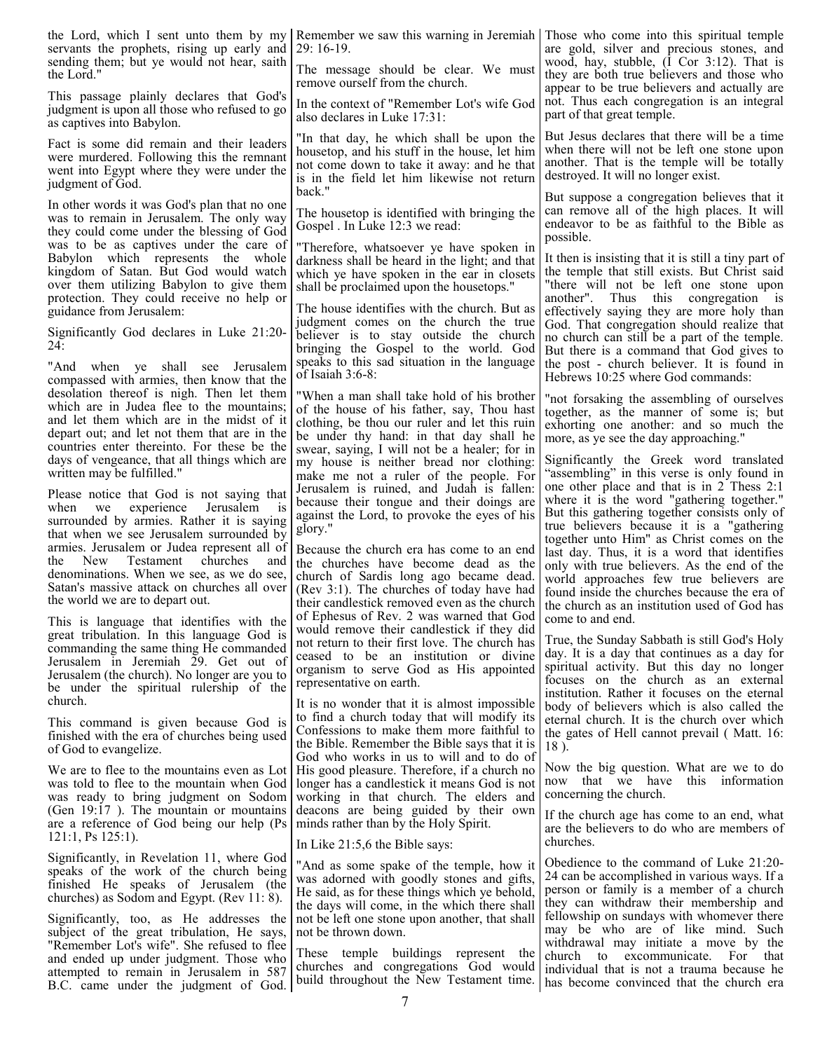the Lord, which I sent unto them by my servants the prophets, rising up early and sending them; but ye would not hear, saith the Lord."

This passage plainly declares that God's judgment is upon all those who refused to go as captives into Babylon.

Fact is some did remain and their leaders were murdered. Following this the remnant went into Egypt where they were under the judgment of God.

In other words it was God's plan that no one was to remain in Jerusalem. The only way they could come under the blessing of God was to be as captives under the care of Babylon which represents the whole kingdom of Satan. But God would watch over them utilizing Babylon to give them protection. They could receive no help or guidance from Jerusalem:

Significantly God declares in Luke 21:20-24:

"And when ye shall see Jerusalem compassed with armies, then know that the desolation thereof is nigh. Then let them which are in Judea flee to the mountains; and let them which are in the midst of it depart out; and let not them that are in the countries enter thereinto. For these be the days of vengeance, that all things which are written may be fulfilled."

Please notice that God is not saying that when we experience Jerusalem is surrounded by armies. Rather it is saying that when we see Jerusalem surrounded by armies. Jerusalem or Judea represent all of the New Testament churches and denominations. When we see, as we do see, Satan's massive attack on churches all over the world we are to depart out.

This is language that identifies with the great tribulation. In this language God is commanding the same thing He commanded Jerusalem in Jeremiah 29. Get out of Jerusalem (the church). No longer are you to be under the spiritual rulership of the church.

This command is given because God is finished with the era of churches being used of God to evangelize.

We are to flee to the mountains even as Lot was told to flee to the mountain when God was ready to bring judgment on Sodom (Gen 19:17 ). The mountain or mountains are a reference of God being our help (Ps 121:1, Ps 125:1).

Significantly, in Revelation 11, where God speaks of the work of the church being finished He speaks of Jerusalem (the churches) as Sodom and Egypt. (Rev 11: 8).

Significantly, too, as He addresses the subject of the great tribulation, He says, "Remember Lot's wife". She refused to flee and ended up under judgment. Those who attempted to remain in Jerusalem in 587 B.C. came under the judgment of God. Remember we saw this warning in Jeremiah 29: 16-19.

The message should be clear. We must remove ourself from the church.

In the context of "Remember Lot's wife God also declares in Luke 17:31:

"In that day, he which shall be upon the housetop, and his stuff in the house, let him not come down to take it away: and he that is in the field let him likewise not return back."

The housetop is identified with bringing the Gospel . In Luke 12:3 we read:

"Therefore, whatsoever ye have spoken in darkness shall be heard in the light; and that which ye have spoken in the ear in closets shall be proclaimed upon the housetops."

The house identifies with the church. But as judgment comes on the church the true believer is to stay outside the church bringing the Gospel to the world. God speaks to this sad situation in the language of Isaiah 3:6-8:

"When a man shall take hold of his brother of the house of his father, say, Thou hast clothing, be thou our ruler and let this ruin be under thy hand: in that day shall he swear, saying, I will not be a healer; for in my house is neither bread nor clothing: make me not a ruler of the people. For Jerusalem is ruined, and Judah is fallen: because their tongue and their doings are against the Lord, to provoke the eyes of his glory."

Because the church era has come to an end the churches have become dead as the church of Sardis long ago became dead. (Rev 3:1). The churches of today have had their candlestick removed even as the church of Ephesus of Rev. 2 was warned that God would remove their candlestick if they did not return to their first love. The church has ceased to be an institution or divine organism to serve God as His appointed representative on earth.

It is no wonder that it is almost impossible to find a church today that will modify its Confessions to make them more faithful to the Bible. Remember the Bible says that it is God who works in us to will and to do of His good pleasure. Therefore, if a church no longer has a candlestick it means God is not working in that church. The elders and deacons are being guided by their own minds rather than by the Holy Spirit.

In Like 21:5,6 the Bible says:

"And as some spake of the temple, how it was adorned with goodly stones and gifts, He said, as for these things which ye behold, the days will come, in the which there shall not be left one stone upon another, that shall not be thrown down.

These temple buildings represent the churches and congregations God would build throughout the New Testament time. Those who come into this spiritual temple are gold, silver and precious stones, and wood, hay, stubble, (I Cor 3:12). That is they are both true believers and those who appear to be true believers and actually are not. Thus each congregation is an integral part of that great temple.

But Jesus declares that there will be a time when there will not be left one stone upon another. That is the temple will be totally destroyed. It will no longer exist.

But suppose a congregation believes that it can remove all of the high places. It will endeavor to be as faithful to the Bible as possible.

It then is insisting that it is still a tiny part of the temple that still exists. But Christ said "there will not be left one stone upon another". Thus this congregation is effectively saying they are more holy than God. That congregation should realize that no church can still be a part of the temple. But there is a command that God gives to the post - church believer. It is found in Hebrews 10:25 where God commands:

"not forsaking the assembling of ourselves together, as the manner of some is; but exhorting one another: and so much the more, as ye see the day approaching."

Significantly the Greek word translated "assembling" in this verse is only found in one other place and that is in 2 Thess 2:1 where it is the word "gathering together." But this gathering together consists only of true believers because it is a "gathering together unto Him" as Christ comes on the last day. Thus, it is a word that identifies only with true believers. As the end of the world approaches few true believers are found inside the churches because the era of the church as an institution used of God has come to and end.

True, the Sunday Sabbath is still God's Holy day. It is a day that continues as a day for spiritual activity. But this day no longer focuses on the church as an external institution. Rather it focuses on the eternal body of believers which is also called the eternal church. It is the church over which the gates of Hell cannot prevail ( Matt. 16: 18 ).

Now the big question. What are we to do now that we have this information concerning the church.

If the church age has come to an end, what are the believers to do who are members of churches.

Obedience to the command of Luke 21:20-24 can be accomplished in various ways. If a person or family is a member of a church they can withdraw their membership and fellowship on sundays with whomever there may be who are of like mind. Such withdrawal may initiate a move by the church to excommunicate. For that individual that is not a trauma because he has become convinced that the church era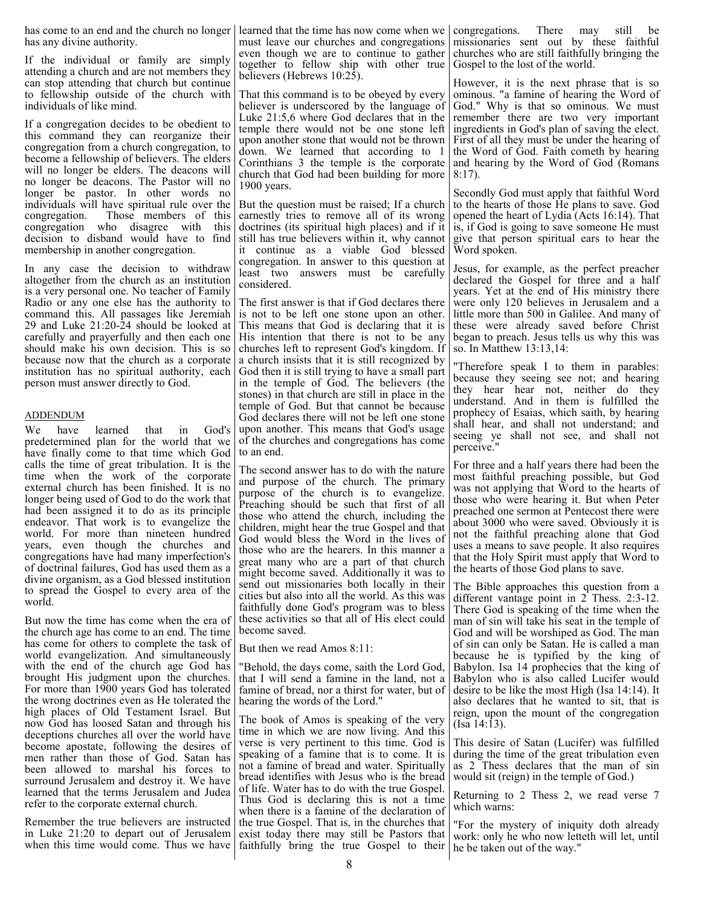has come to an end and the church no longer has any divine authority.

If the individual or family are simply attending a church and are not members they can stop attending that church but continue to fellowship outside of the church with individuals of like mind.

If a congregation decides to be obedient to this command they can reorganize their congregation from a church congregation, to become a fellowship of believers. The elders will no longer be elders. The deacons will no longer be deacons. The Pastor will no longer be pastor. In other words no individuals will have spiritual rule over the congregation. Those members of this congregation who disagree with this decision to disband would have to find membership in another congregation.

In any case the decision to withdraw altogether from the church as an institution is a very personal one. No teacher of Family Radio or any one else has the authority to command this. All passages like Jeremiah 29 and Luke 21:20-24 should be looked at carefully and prayerfully and then each one should make his own decision. This is so because now that the church as a corporate institution has no spiritual authority, each person must answer directly to God.

## ADDENDUM

We have learned that in God's predetermined plan for the world that we have finally come to that time which God calls the time of great tribulation. It is the time when the work of the corporate external church has been finished. It is no longer being used of God to do the work that had been assigned it to do as its principle endeavor. That work is to evangelize the world. For more than nineteen hundred years, even though the churches and congregations have had many imperfection's of doctrinal failures, God has used them as a divine organism, as a God blessed institution to spread the Gospel to every area of the world.

But now the time has come when the era of the church age has come to an end. The time has come for others to complete the task of world evangelization. And simultaneously with the end of the church age God has brought His judgment upon the churches. For more than 1900 years God has tolerated the wrong doctrines even as He tolerated the high places of Old Testament Israel. But now God has loosed Satan and through his deceptions churches all over the world have become apostate, following the desires of men rather than those of God. Satan has been allowed to marshal his forces to surround Jerusalem and destroy it. We have learned that the terms Jerusalem and Judea refer to the corporate external church.

Remember the true believers are instructed in Luke 21:20 to depart out of Jerusalem when this time would come. Thus we have learned that the time has now come when we must leave our churches and congregations even though we are to continue to gather together to fellow ship with other true believers (Hebrews 10:25).

That this command is to be obeyed by every believer is underscored by the language of Luke 21:5,6 where God declares that in the temple there would not be one stone left upon another stone that would not be thrown down. We learned that according to 1 Corinthians 3 the temple is the corporate church that God had been building for more 1900 years.

But the question must be raised; If a church earnestly tries to remove all of its wrong doctrines (its spiritual high places) and if it still has true believers within it, why cannot it continue as a viable God blessed congregation. In answer to this question at least two answers must be carefully considered.

The first answer is that if God declares there is not to be left one stone upon an other. This means that God is declaring that it is His intention that there is not to be any churches left to represent God's kingdom. If a church insists that it is still recognized by God then it is still trying to have a small part in the temple of God. The believers (the stones) in that church are still in place in the temple of God. But that cannot be because God declares there will not be left one stone upon another. This means that God's usage of the churches and congregations has come to an end.

The second answer has to do with the nature and purpose of the church. The primary purpose of the church is to evangelize. Preaching should be such that first of all those who attend the church, including the children, might hear the true Gospel and that God would bless the Word in the lives of those who are the hearers. In this manner a great many who are a part of that church might become saved. Additionally it was to send out missionaries both locally in their cities but also into all the world. As this was faithfully done God's program was to bless these activities so that all of His elect could become saved.

But then we read Amos 8:11:

"Behold, the days come, saith the Lord God, that I will send a famine in the land, not a famine of bread, nor a thirst for water, but of hearing the words of the Lord."

The book of Amos is speaking of the very time in which we are now living. And this verse is very pertinent to this time. God is speaking of a famine that is to come. It is not a famine of bread and water. Spiritually bread identifies with Jesus who is the bread of life. Water has to do with the true Gospel. Thus God is declaring this is not a time when there is a famine of the declaration of the true Gospel. That is, in the churches that exist today there may still be Pastors that faithfully bring the true Gospel to their congregations. There may still be missionaries sent out by these faithful churches who are still faithfully bringing the Gospel to the lost of the world.

However, it is the next phrase that is so ominous. "a famine of hearing the Word of God." Why is that so ominous. We must remember there are two very important ingredients in God's plan of saving the elect. First of all they must be under the hearing of the Word of God. Faith cometh by hearing and hearing by the Word of God (Romans 8:17).

Secondly God must apply that faithful Word to the hearts of those He plans to save. God opened the heart of Lydia (Acts 16:14). That is, if God is going to save someone He must give that person spiritual ears to hear the Word spoken.

Jesus, for example, as the perfect preacher declared the Gospel for three and a half years. Yet at the end of His ministry there were only 120 believes in Jerusalem and a little more than 500 in Galilee. And many of these were already saved before Christ began to preach. Jesus tells us why this was so. In Matthew 13:13,14:

"Therefore speak I to them in parables: because they seeing see not; and hearing they hear hear not, neither do they understand. And in them is fulfilled the prophecy of Esaias, which saith, by hearing shall hear, and shall not understand; and seeing ye shall not see, and shall not perceive."

For three and a half years there had been the most faithful preaching possible, but God was not applying that Word to the hearts of those who were hearing it. But when Peter preached one sermon at Pentecost there were about 3000 who were saved. Obviously it is not the faithful preaching alone that God uses a means to save people. It also requires that the Holy Spirit must apply that Word to the hearts of those God plans to save.

The Bible approaches this question from a different vantage point in 2 Thess. 2:3-12. There God is speaking of the time when the man of sin will take his seat in the temple of God and will be worshiped as God. The man of sin can only be Satan. He is called a man because he is typified by the king of Babylon. Isa 14 prophecies that the king of Babylon who is also called Lucifer would desire to be like the most High (Isa 14:14). It also declares that he wanted to sit, that is reign, upon the mount of the congregation (Isa 14:13).

This desire of Satan (Lucifer) was fulfilled during the time of the great tribulation even as 2 Thess declares that the man of sin would sit (reign) in the temple of God.)

Returning to 2 Thess 2, we read verse 7 which warns:

"For the mystery of iniquity doth already work: only he who now letteth will let, until he be taken out of the way."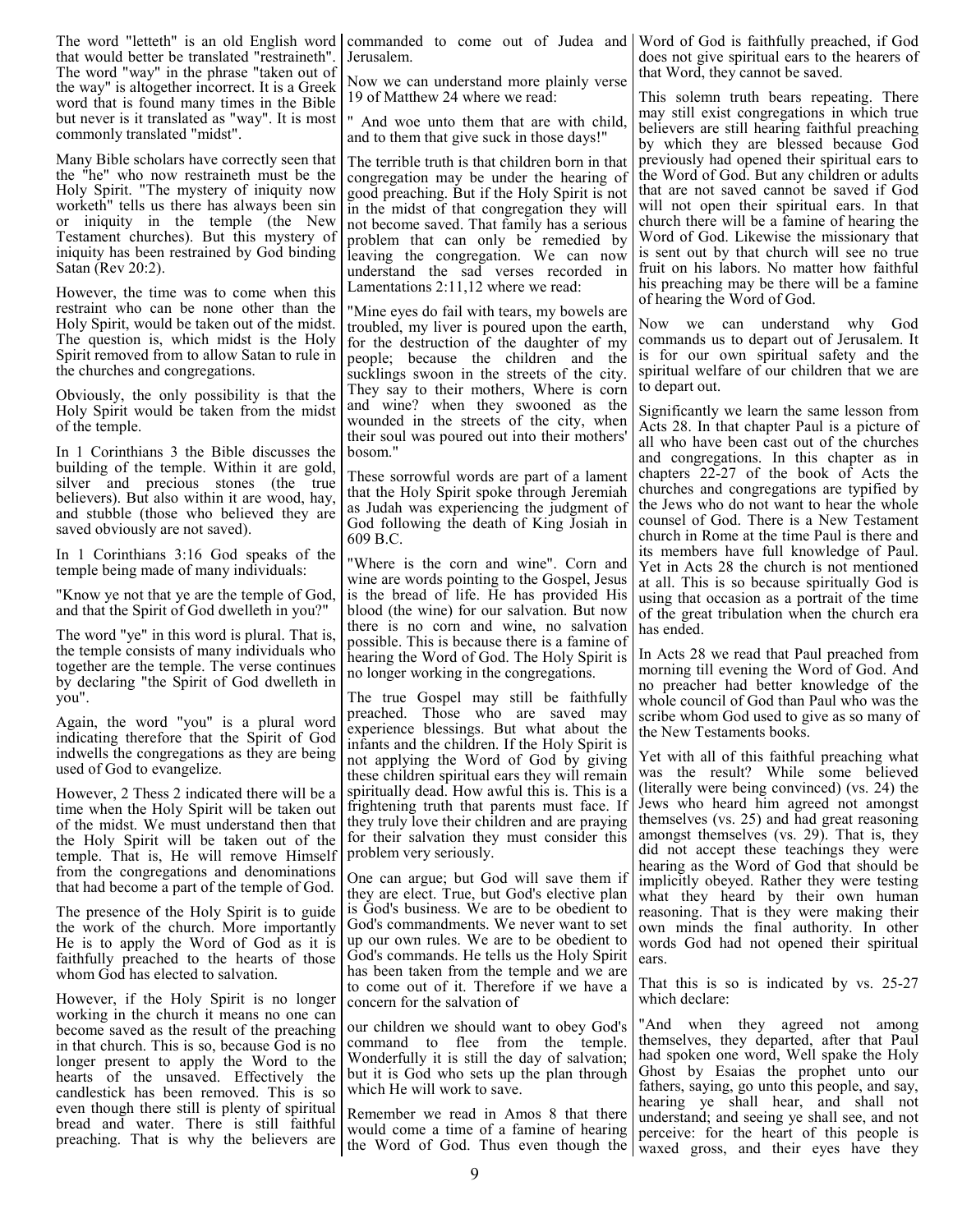The word "letteth" is an old English word that would better be translated "restraineth". The word "way" in the phrase "taken out of the way" is altogether incorrect. It is a Greek word that is found many times in the Bible but never is it translated as "way". It is most commonly translated "midst".

Many Bible scholars have correctly seen that the "he" who now restraineth must be the Holy Spirit. "The mystery of iniquity now worketh" tells us there has always been sin or iniquity in the temple (the New Testament churches). But this mystery of iniquity has been restrained by God binding Satan (Rev 20:2).

However, the time was to come when this restraint who can be none other than the Holy Spirit, would be taken out of the midst. The question is, which midst is the Holy Spirit removed from to allow Satan to rule in the churches and congregations.

Obviously, the only possibility is that the Holy Spirit would be taken from the midst of the temple.

In 1 Corinthians 3 the Bible discusses the building of the temple. Within it are gold, silver and precious stones (the true believers). But also within it are wood, hay, and stubble (those who believed they are saved obviously are not saved).

In 1 Corinthians 3:16 God speaks of the temple being made of many individuals:

"Know ye not that ye are the temple of God, and that the Spirit of God dwelleth in you?"

The word "ye" in this word is plural. That is, the temple consists of many individuals who together are the temple. The verse continues by declaring "the Spirit of God dwelleth in you".

Again, the word "you" is a plural word indicating therefore that the Spirit of God indwells the congregations as they are being used of God to evangelize.

However, 2 Thess 2 indicated there will be a time when the Holy Spirit will be taken out of the midst. We must understand then that the Holy Spirit will be taken out of the temple. That is, He will remove Himself from the congregations and denominations that had become a part of the temple of God.

The presence of the Holy Spirit is to guide the work of the church. More importantly He is to apply the Word of God as it is faithfully preached to the hearts of those whom God has elected to salvation.

However, if the Holy Spirit is no longer working in the church it means no one can become saved as the result of the preaching in that church. This is so, because God is no longer present to apply the Word to the hearts of the unsaved. Effectively the candlestick has been removed. This is so even though there still is plenty of spiritual bread and water. There is still faithful preaching. That is why the believers are commanded to come out of Judea and Jerusalem.

Now we can understand more plainly verse 19 of Matthew 24 where we read:

" And woe unto them that are with child, and to them that give suck in those days!"

The terrible truth is that children born in that congregation may be under the hearing of good preaching. But if the Holy Spirit is not in the midst of that congregation they will not become saved. That family has a serious problem that can only be remedied by leaving the congregation. We can now understand the sad verses recorded in Lamentations 2:11,12 where we read:

"Mine eyes do fail with tears, my bowels are troubled, my liver is poured upon the earth, for the destruction of the daughter of my people; because the children and the sucklings swoon in the streets of the city. They say to their mothers, Where is corn and wine? when they swooned as the wounded in the streets of the city, when their soul was poured out into their mothers' bosom."

These sorrowful words are part of a lament that the Holy Spirit spoke through Jeremiah as Judah was experiencing the judgment of God following the death of King Josiah in 609 B.C.

"Where is the corn and wine". Corn and wine are words pointing to the Gospel, Jesus is the bread of life. He has provided His blood (the wine) for our salvation. But now there is no corn and wine, no salvation possible. This is because there is a famine of hearing the Word of God. The Holy Spirit is no longer working in the congregations.

The true Gospel may still be faithfully preached. Those who are saved may experience blessings. But what about the infants and the children. If the Holy Spirit is not applying the Word of God by giving these children spiritual ears they will remain spiritually dead. How awful this is. This is a frightening truth that parents must face. If they truly love their children and are praying for their salvation they must consider this problem very seriously.

One can argue; but God will save them if they are elect. True, but God's elective plan is God's business. We are to be obedient to God's commandments. We never want to set up our own rules. We are to be obedient to God's commands. He tells us the Holy Spirit has been taken from the temple and we are to come out of it. Therefore if we have a concern for the salvation of our children we should want to obey God's command to flee from the temple. Wonderfully it is still the day of salvation; but it is God who sets up the plan through which He will work to save.

Remember we read in Amos 8 that there would come a time of a famine of hearing the Word of God. Thus even though the Word of God is faithfully preached, if God does not give spiritual ears to the hearers of that Word, they cannot be saved.

This solemn truth bears repeating. There may still exist congregations in which true believers are still hearing faithful preaching by which they are blessed because God previously had opened their spiritual ears to the Word of God. But any children or adults that are not saved cannot be saved if God will not open their spiritual ears. In that church there will be a famine of hearing the Word of God. Likewise the missionary that is sent out by that church will see no true fruit on his labors. No matter how faithful his preaching may be there will be a famine of hearing the Word of God.

Now we can understand why God commands us to depart out of Jerusalem. It is for our own spiritual safety and the spiritual welfare of our children that we are to depart out.

Significantly we learn the same lesson from Acts 28. In that chapter Paul is a picture of all who have been cast out of the churches and congregations. In this chapter as in chapters 22-27 of the book of Acts the churches and congregations are typified by the Jews who do not want to hear the whole counsel of God. There is a New Testament church in Rome at the time Paul is there and its members have full knowledge of Paul. Yet in Acts 28 the church is not mentioned at all. This is so because spiritually God is using that occasion as a portrait of the time of the great tribulation when the church era has ended.

In Acts 28 we read that Paul preached from morning till evening the Word of God. And no preacher had better knowledge of the whole council of God than Paul who was the scribe whom God used to give as so many of the New Testaments books.

Yet with all of this faithful preaching what was the result? While some believed (literally were being convinced) (vs. 24) the Jews who heard him agreed not amongst themselves (vs. 25) and had great reasoning amongst themselves (vs. 29). That is, they did not accept these teachings they were hearing as the Word of God that should be implicitly obeyed. Rather they were testing what they heard by their own human reasoning. That is they were making their own minds the final authority. In other words God had not opened their spiritual ears.

That this is so is indicated by vs. 25-27 which declare:

"And when they agreed not among themselves, they departed, after that Paul had spoken one word, Well spake the Holy Ghost by Esaias the prophet unto our fathers, saying, go unto this people, and say, hearing ye shall hear, and shall not understand; and seeing ye shall see, and not perceive: for the heart of this people is waxed gross, and their eyes have they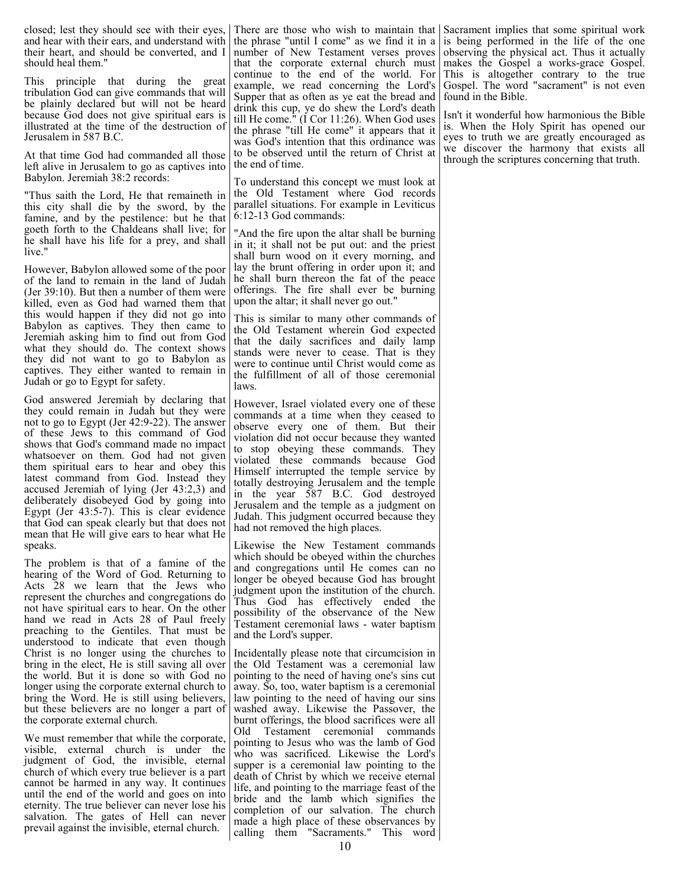closed; lest they should see with their eyes, and hear with their ears, and understand with their heart, and should be converted, and I should heal them."

This principle that during the great tribulation God can give commands that will be plainly declared but will not be heard because God does not give spiritual ears is illustrated at the time of the destruction of Jerusalem in 587 B.C.

At that time God had commanded all those left alive in Jerusalem to go as captives into Babylon. Jeremiah 38:2 records:

"Thus saith the Lord, He that remaineth in this city shall die by the sword, by the famine, and by the pestilence: but he that goeth forth to the Chaldeans shall live; for he shall have his life for a prey, and shall live."

However, Babylon allowed some of the poor of the land to remain in the land of Judah (Jer 39:10). But then a number of them were killed, even as God had warned them that this would happen if they did not go into Babylon as captives. They then came to Jeremiah asking him to find out from God what they should do. The context shows they did not want to go to Babylon as captives. They either wanted to remain in Judah or go to Egypt for safety.

God answered Jeremiah by declaring that they could remain in Judah but they were not to go to Egypt (Jer 42:9-22). The answer of these Jews to this command of God shows that God's command made no impact whatsoever on them. God had not given them spiritual ears to hear and obey this latest command from God. Instead they accused Jeremiah of lying (Jer 43:2,3) and deliberately disobeyed God by going into Egypt (Jer 43:5-7). This is clear evidence that God can speak clearly but that does not mean that He will give ears to hear what He speaks.

The problem is that of a famine of the hearing of the Word of God. Returning to Acts 28 we learn that the Jews who represent the churches and congregations do not have spiritual ears to hear. On the other hand we read in Acts 28 of Paul freely preaching to the Gentiles. That must be understood to indicate that even though Christ is no longer using the churches to bring in the elect, He is still saving all over the world. But it is done so with God no longer using the corporate external church to bring the Word. He is still using believers, but these believers are no longer a part of the corporate external church.

We must remember that while the corporate, visible, external church is under the judgment of God, the invisible, eternal church of which every true believer is a part cannot be harmed in any way. It continues until the end of the world and goes on into eternity. The true believer can never lose his salvation. The gates of Hell can never prevail against the invisible, eternal church.

There are those who wish to maintain that the phrase "until I come" as we find it in a number of New Testament verses proves that the corporate external church must continue to the end of the world. For example, we read concerning the Lord's Supper that as often as ye eat the bread and drink this cup, ye do shew the Lord's death till He come." (I Cor 11:26). When God uses the phrase "till He come" it appears that it was God's intention that this ordinance was to be observed until the return of Christ at the end of time.

To understand this concept we must look at the Old Testament where God records parallel situations. For example in Leviticus 6:12-13 God commands:

"And the fire upon the altar shall be burning in it; it shall not be put out: and the priest shall burn wood on it every morning, and lay the brunt offering in order upon it; and he shall burn thereon the fat of the peace offerings. The fire shall ever be burning upon the altar; it shall never go out."

This is similar to many other commands of the Old Testament wherein God expected that the daily sacrifices and daily lamp stands were never to cease. That is they were to continue until Christ would come as the fulfillment of all of those ceremonial laws.

However, Israel violated every one of these commands at a time when they ceased to observe every one of them. But their violation did not occur because they wanted to stop obeying these commands. They violated these commands because God Himself interrupted the temple service by totally destroying Jerusalem and the temple in the year 587 B.C. God destroyed Jerusalem and the temple as a judgment on Judah. This judgment occurred because they had not removed the high places.

Likewise the New Testament commands which should be obeyed within the churches and congregations until He comes can no longer be obeyed because God has brought judgment upon the institution of the church. Thus God has effectively ended the possibility of the observance of the New Testament ceremonial laws - water baptism and the Lord's supper.

Incidentally please note that circumcision in the Old Testament was a ceremonial law pointing to the need of having one's sins cut away. So, too, water baptism is a ceremonial law pointing to the need of having our sins washed away. Likewise the Passover, the burnt offerings, the blood sacrifices were all Old Testament ceremonial commands pointing to Jesus who was the lamb of God who was sacrificed. Likewise the Lord's supper is a ceremonial law pointing to the death of Christ by which we receive eternal life, and pointing to the marriage feast of the bride and the lamb which signifies the completion of our salvation. The church made a high place of these observances by calling them "Sacraments." This word Sacrament implies that some spiritual work is being performed in the life of the one observing the physical act. Thus it actually makes the Gospel a works-grace Gospel. This is altogether contrary to the true Gospel. The word "sacrament" is not even found in the Bible.

Isn't it wonderful how harmonious the Bible is. When the Holy Spirit has opened our eyes to truth we are greatly encouraged as we discover the harmony that exists all through the scriptures concerning that truth.